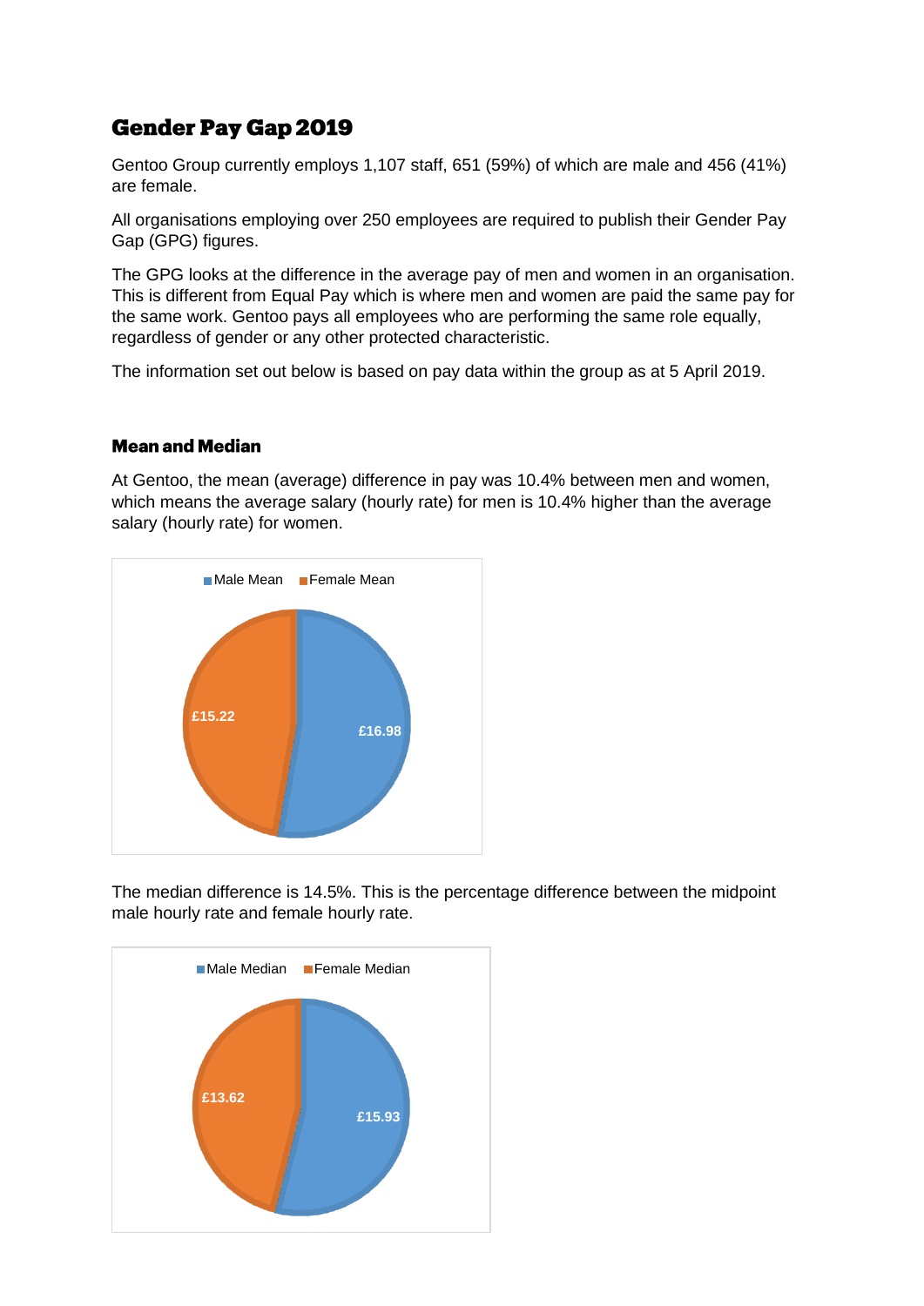# Gender Pay Gap 2019

Gentoo Group currently employs 1,107 staff, 651 (59%) of which are male and 456 (41%) are female.

All organisations employing over 250 employees are required to publish their Gender Pay Gap (GPG) figures.

The GPG looks at the difference in the average pay of men and women in an organisation. This is different from Equal Pay which is where men and women are paid the same pay for the same work. Gentoo pays all employees who are performing the same role equally, regardless of gender or any other protected characteristic.

The information set out below is based on pay data within the group as at 5 April 2019.

## Mean and Median

At Gentoo, the mean (average) difference in pay was 10.4% between men and women, which means the average salary (hourly rate) for men is 10.4% higher than the average salary (hourly rate) for women.

Male Mean
Female Mean
£15.22
£16.98

The median difference is 14.5%. This is the percentage difference between the midpoint male hourly rate and female hourly rate.

Male Median
Female Median
£13.62
£15.93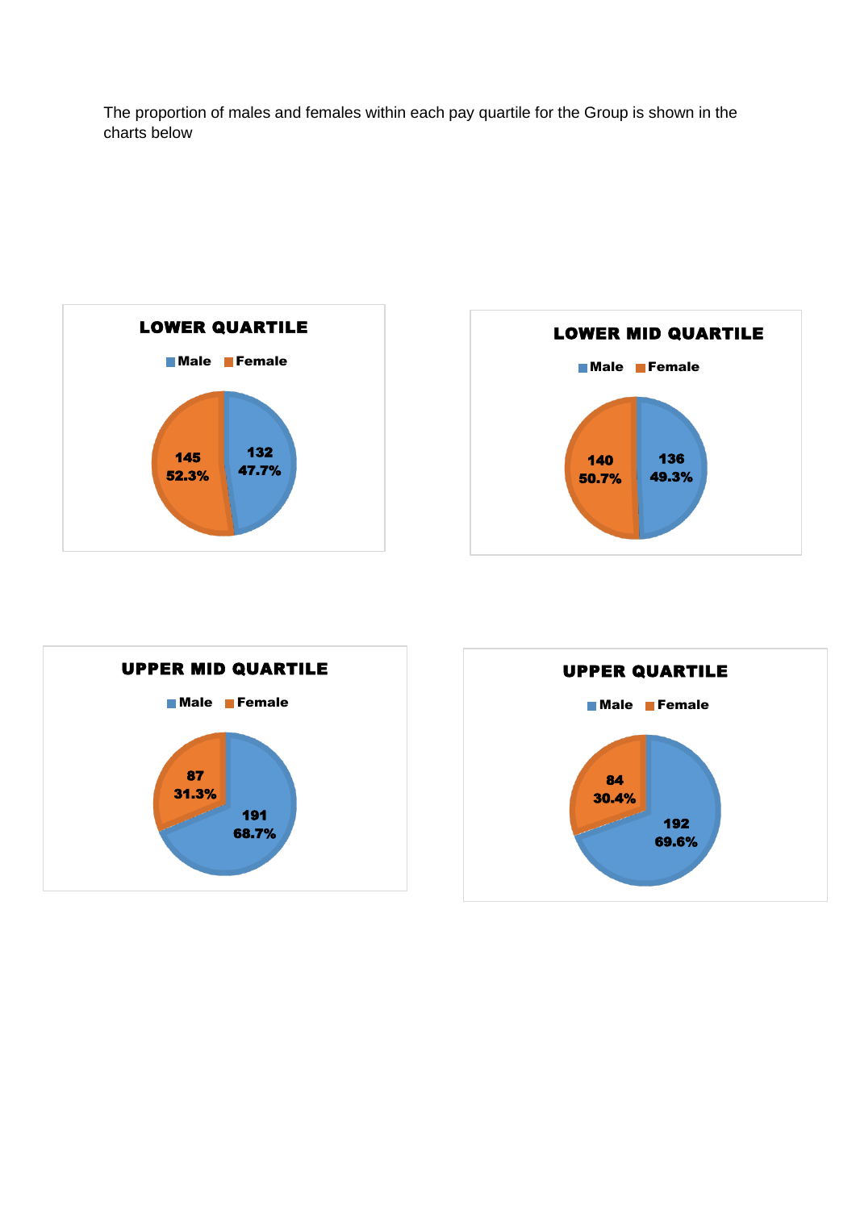The proportion of males and females within each pay quartile for the Group is shown in the charts below

LOWER QUARTILE

Male Female

145
52.3%

132
47.7%

LOWER MID QUARTILE

Male Female

140
50.7%

136
49.3%

UPPER MID QUARTILE

Male Female

87
31.3%

191
68.7%

UPPER QUARTILE

Male Female

84
30.4%

192
69.6%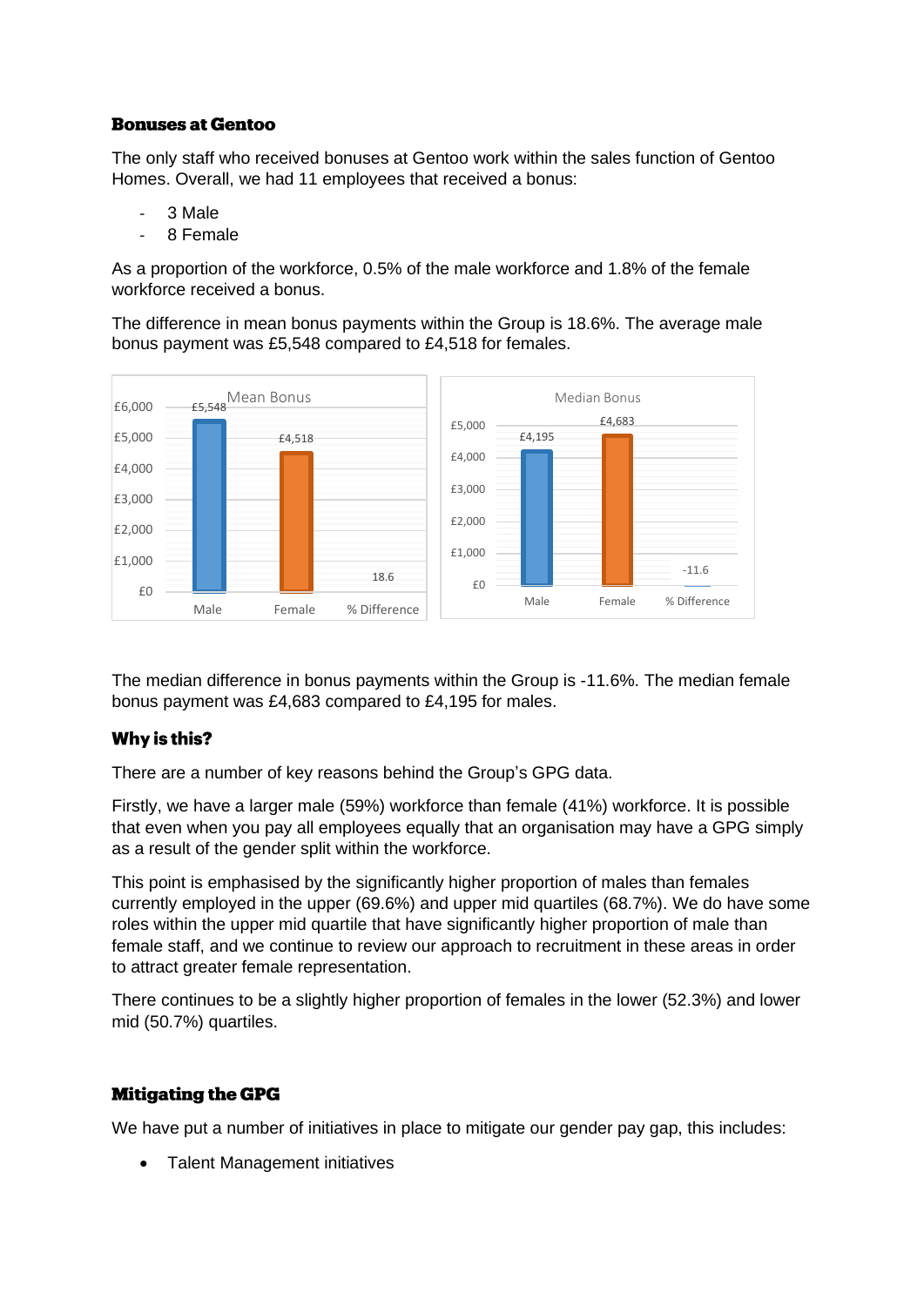### Bonuses at Gentoo

The only staff who received bonuses at Gentoo work within the sales function of Gentoo Homes. Overall, we had 11 employees that received a bonus:

- 3 Male
- 8 Female

As a proportion of the workforce, 0.5% of the male workforce and 1.8% of the female workforce received a bonus.

The difference in mean bonus payments within the Group is 18.6%. The average male bonus payment was £5,548 compared to £4,518 for females.

Mean Bonus

£6,000
£5,000
£4,000
£3,000
£2,000
£1,000
£0

£5,548
£4,518
18.6

Male
Female
% Difference

Median Bonus

£5,000
£4,000
£3,000
£2,000
£1,000
£0

£4,195
£4,683
-11.6

Male
Female
% Difference

The median difference in bonus payments within the Group is -11.6%. The median female bonus payment was £4,683 compared to £4,195 for males.

### Why is this?

There are a number of key reasons behind the Group's GPG data.

Firstly, we have a larger male (59%) workforce than female (41%) workforce. It is possible that even when you pay all employees equally that an organisation may have a GPG simply as a result of the gender split within the workforce.

This point is emphasised by the significantly higher proportion of males than females currently employed in the upper (69.6%) and upper mid quartiles (68.7%). We do have some roles within the upper mid quartile that have significantly higher proportion of male than female staff, and we continue to review our approach to recruitment in these areas in order to attract greater female representation.

There continues to be a slightly higher proportion of females in the lower (52.3%) and lower mid (50.7%) quartiles.

### Mitigating the GPG

We have put a number of initiatives in place to mitigate our gender pay gap, this includes:

- Talent Management initiatives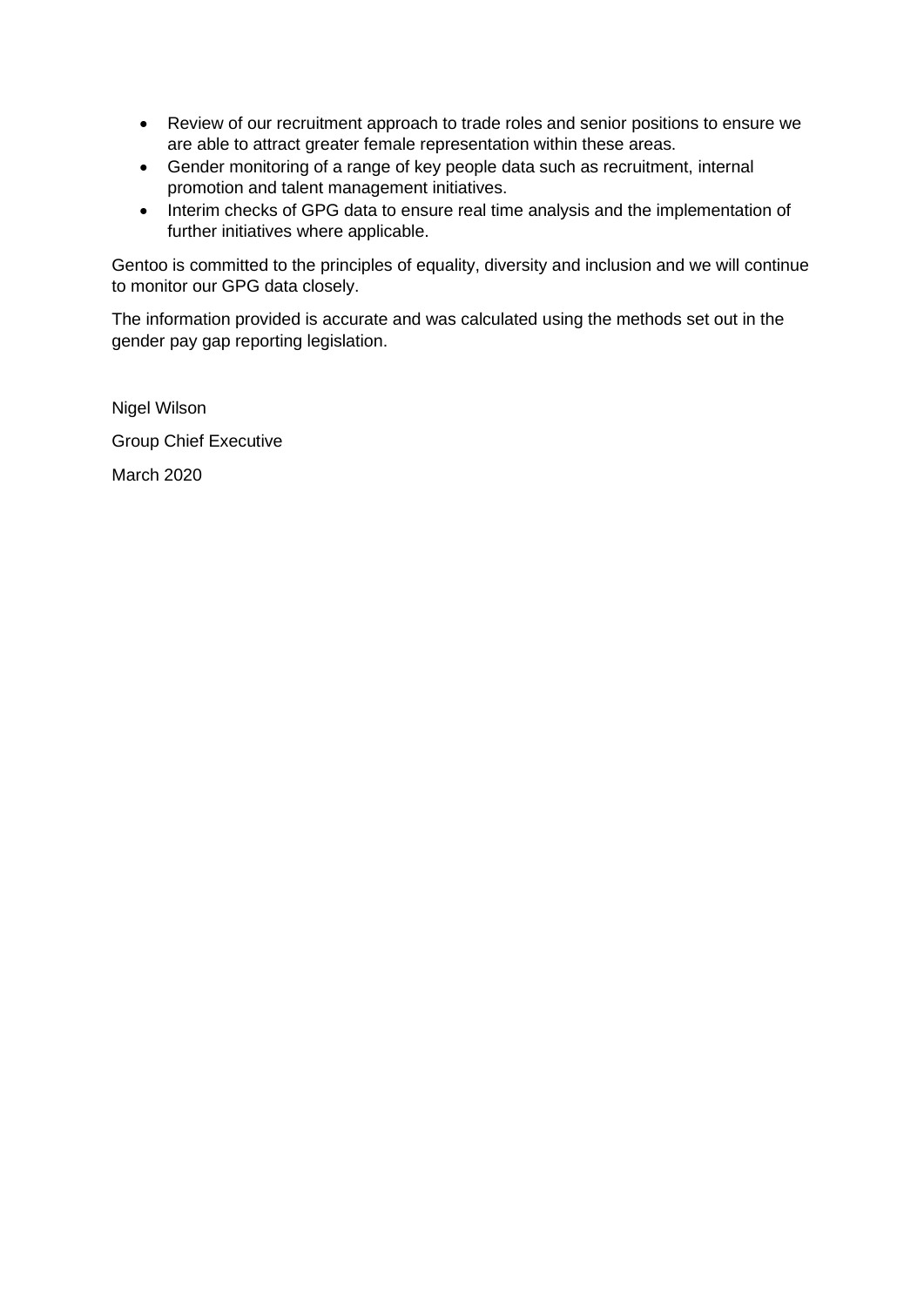- Review of our recruitment approach to trade roles and senior positions to ensure we are able to attract greater female representation within these areas.
- Gender monitoring of a range of key people data such as recruitment, internal promotion and talent management initiatives.
- Interim checks of GPG data to ensure real time analysis and the implementation of further initiatives where applicable.

Gentoo is committed to the principles of equality, diversity and inclusion and we will continue to monitor our GPG data closely.

The information provided is accurate and was calculated using the methods set out in the gender pay gap reporting legislation.

Nigel Wilson

Group Chief Executive

March 2020